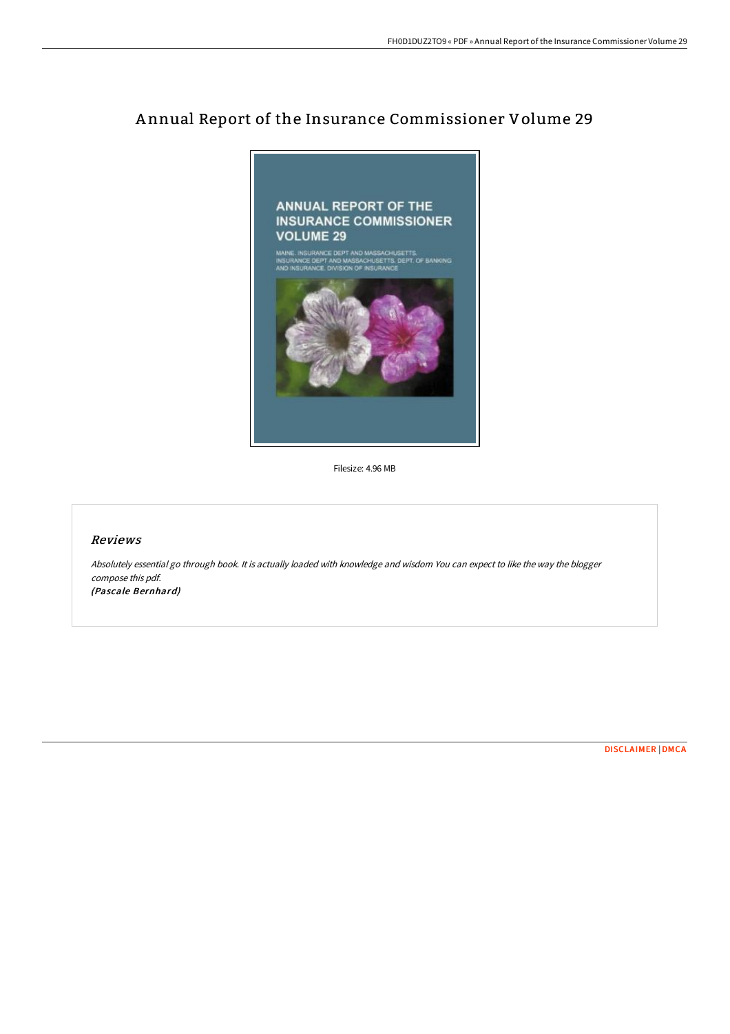# Annual Report of the Insurance Commissioner Volume 29

Filesize: 4.96 MB

## Reviews

*Absolutely essential go through book. It is actually loaded with knowledge and wisdom You can expect to like the way the blogger compose this pdf.*

*(Pascale Bernhard)*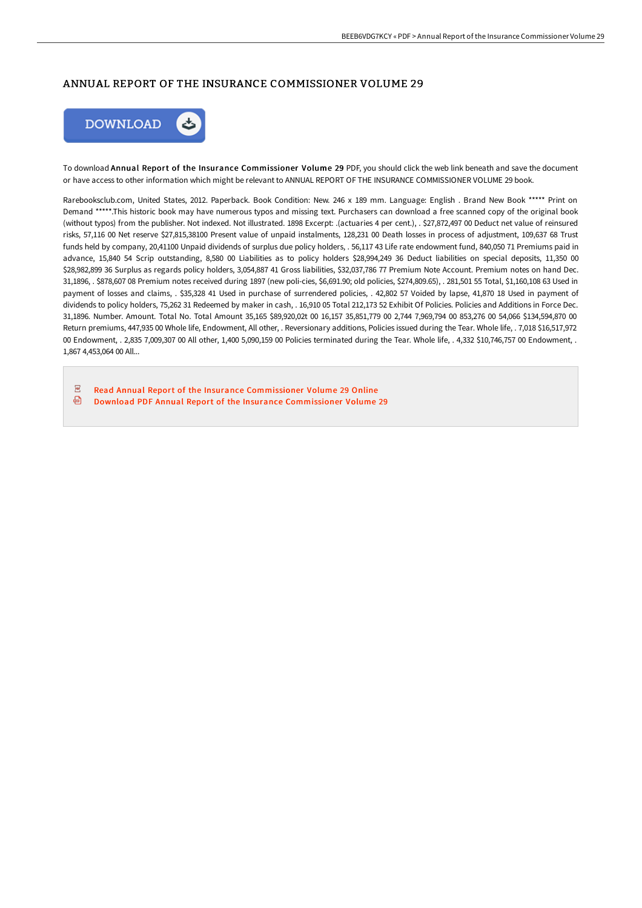# ANNUAL REPORT OF THE INSURANCE COMMISSIONER VOLUME 29

DOWNLOAD

To download **Annual Report of the Insurance Commissioner Volume 29** PDF, you should click the web link beneath and save the document or have access to other information which might be relevant to ANNUAL REPORT OF THE INSURANCE COMMISSIONER VOLUME 29 book.

Rarebooksclub.com, United States, 2012. Paperback. Book Condition: New. 246 x 189 mm. Language: English . Brand New Book ***** Print on Demand *****.This historic book may have numerous typos and missing text. Purchasers can download a free scanned copy of the original book (without typos) from the publisher. Not indexed. Not illustrated. 1898 Excerpt: .(actuaries 4 per cent.), . $27,872,497 00 Deduct net value of reinsured risks, 57,116 00 Net reserve $27,815,38100 Present value of unpaid instalments, 128,231 00 Death losses in process of adjustment, 109,637 68 Trust funds held by company, 20,41100 Unpaid dividends of surplus due policy holders, . 56,117 43 Life rate endowment fund, 840,050 71 Premiums paid in advance, 15,840 54 Scrip outstanding, 8,580 00 Liabilities as to policy holders $28,994,249 36 Deduct liabilities on special deposits, 11,350 00 $28,982,899 36 Surplus as regards policy holders, 3,054,887 41 Gross liabilities, $32,037,786 77 Premium Note Account. Premium notes on hand Dec. 31,1896, . $878,607 08 Premium notes received during 1897 (new poli-cies, $6,691.90; old policies, $274,809.65), . 281,501 55 Total, $1,160,108 63 Used in payment of losses and claims, . $35,328 41 Used in purchase of surrendered policies, . 42,802 57 Voided by lapse, 41,870 18 Used in payment of dividends to policy holders, 75,262 31 Redeemed by maker in cash, . 16,910 05 Total 212,173 52 Exhibit Of Policies. Policies and Additions in Force Dec. 31,1896. Number. Amount. Total No. Total Amount 35,165 $89,920,02t 00 16,157 35,851,779 00 2,744 7,969,794 00 853,276 00 54,066 $134,594,870 00 Return premiums, 447,935 00 Whole life, Endowment, All other, . Reversionary additions, Policies issued during the Tear. Whole life, . 7,018 $16,517,972 00 Endowment, . 2,835 7,009,307 00 All other, 1,400 5,090,159 00 Policies terminated during the Tear. Whole life, . 4,332 $10,746,757 00 Endowment, . 1,867 4,453,064 00 All...

- Read Annual Report of the Insurance Commissioner Volume 29 Online
- Download PDF Annual Report of the Insurance Commissioner Volume 29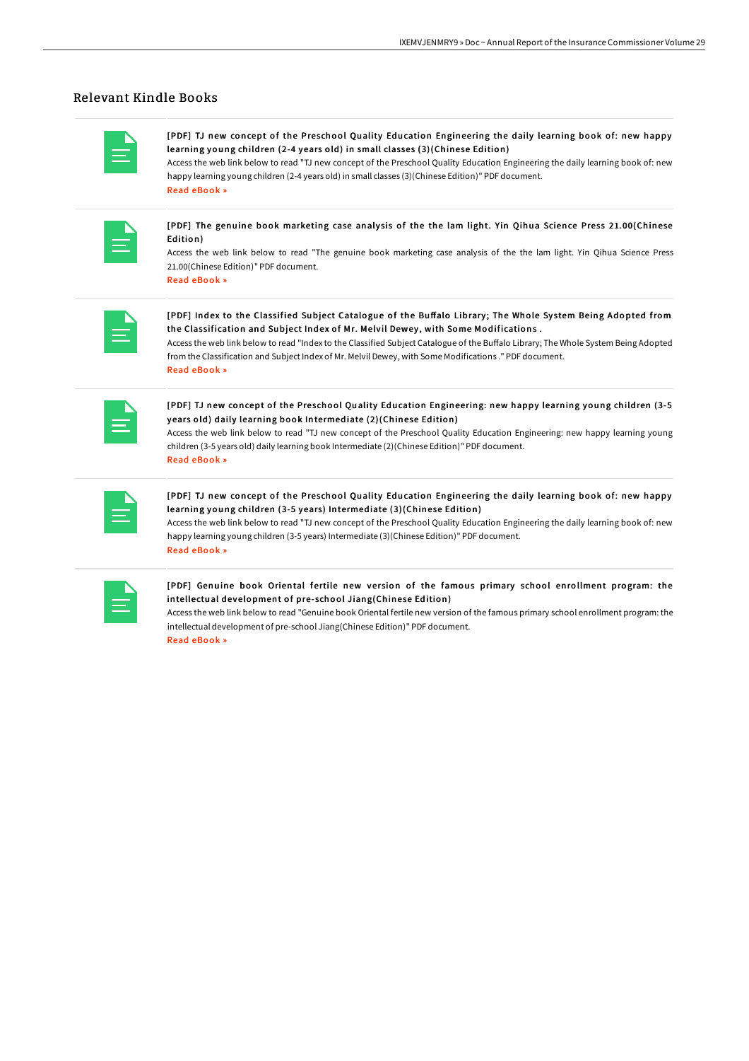## Relevant Kindle Books

[PDF] TJ new concept of the Preschool Quality Education Engineering the daily learning book of: new happy learning young children (2-4 years old) in small classes (3)(Chinese Edition)

Access the web link below to read "TJ new concept of the Preschool Quality Education Engineering the daily learning book of: new happy learning young children (2-4 years old) in small classes (3)(Chinese Edition)" PDF document.

Read eBook »

[PDF] The genuine book marketing case analysis of the the lam light. Yin Qihua Science Press 21.00(Chinese Edition)

Access the web link below to read "The genuine book marketing case analysis of the the lam light. Yin Qihua Science Press 21.00(Chinese Edition)" PDF document.

Read eBook »

[PDF] Index to the Classified Subject Catalogue of the Buffalo Library; The Whole System Being Adopted from the Classification and Subject Index of Mr. Melvil Dewey, with Some Modifications .

Access the web link below to read "Index to the Classified Subject Catalogue of the Buffalo Library; The Whole System Being Adopted from the Classification and Subject Index of Mr. Melvil Dewey, with Some Modifications ." PDF document.

Read eBook »

[PDF] TJ new concept of the Preschool Quality Education Engineering: new happy learning young children (3-5 years old) daily learning book Intermediate (2)(Chinese Edition)

Access the web link below to read "TJ new concept of the Preschool Quality Education Engineering: new happy learning young children (3-5 years old) daily learning book Intermediate (2)(Chinese Edition)" PDF document.

Read eBook »

[PDF] TJ new concept of the Preschool Quality Education Engineering the daily learning book of: new happy learning young children (3-5 years) Intermediate (3)(Chinese Edition)

Access the web link below to read "TJ new concept of the Preschool Quality Education Engineering the daily learning book of: new happy learning young children (3-5 years) Intermediate (3)(Chinese Edition)" PDF document.

Read eBook »

[PDF] Genuine book Oriental fertile new version of the famous primary school enrollment program: the intellectual development of pre-school Jiang(Chinese Edition)

Access the web link below to read "Genuine book Oriental fertile new version of the famous primary school enrollment program: the intellectual development of pre-school Jiang(Chinese Edition)" PDF document.

Read eBook »